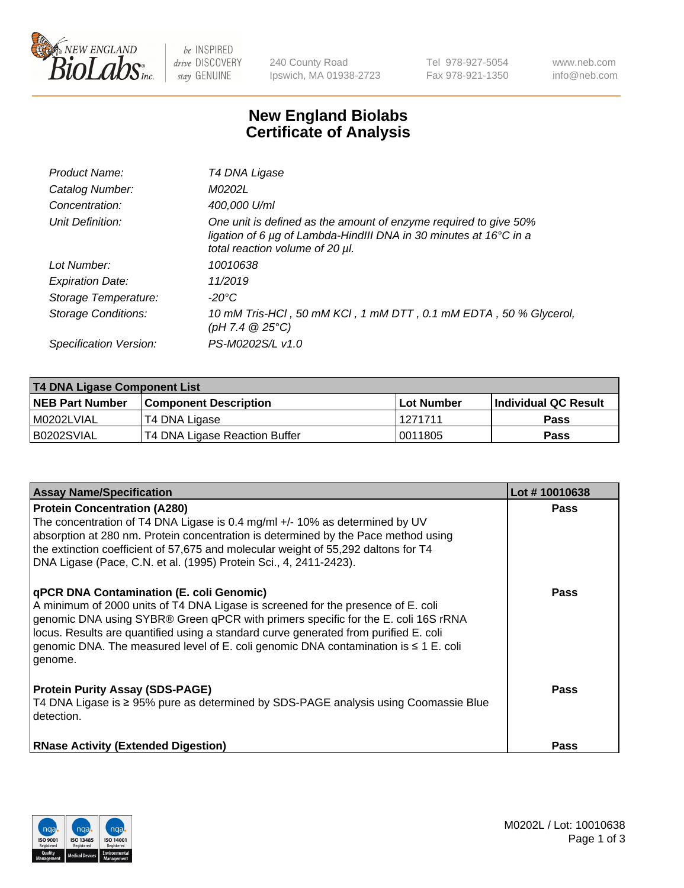New England Biolabs Inc. — be INSPIRED drive DISCOVERY stay GENUINE

240 County Road
Ipswich, MA 01938-2723

Tel 978-927-5054
Fax 978-921-1350

www.neb.com
info@neb.com

# New England Biolabs Certificate of Analysis

| | |
|---|---|
| *Product Name:* | *T4 DNA Ligase* |
| *Catalog Number:* | *M0202L* |
| *Concentration:* | *400,000 U/ml* |
| *Unit Definition:* | *One unit is defined as the amount of enzyme required to give 50% ligation of 6 µg of Lambda-HindIII DNA in 30 minutes at 16°C in a total reaction volume of 20 µl.* |
| *Lot Number:* | *10010638* |
| *Expiration Date:* | *11/2019* |
| *Storage Temperature:* | *-20°C* |
| *Storage Conditions:* | *10 mM Tris-HCl , 50 mM KCl , 1 mM DTT , 0.1 mM EDTA , 50 % Glycerol, (pH 7.4 @ 25°C)* |
| *Specification Version:* | *PS-M0202S/L v1.0* |

| **T4 DNA Ligase Component List** | | | |
|---|---|---|---|
| **NEB Part Number** | **Component Description** | **Lot Number** | **Individual QC Result** |
| M0202LVIAL | T4 DNA Ligase | 1271711 | **Pass** |
| B0202SVIAL | T4 DNA Ligase Reaction Buffer | 0011805 | **Pass** |

| **Assay Name/Specification** | **Lot # 10010638** |
|---|---|
| **Protein Concentration (A280)**<br>The concentration of T4 DNA Ligase is 0.4 mg/ml +/- 10% as determined by UV absorption at 280 nm. Protein concentration is determined by the Pace method using the extinction coefficient of 57,675 and molecular weight of 55,292 daltons for T4 DNA Ligase (Pace, C.N. et al. (1995) Protein Sci., 4, 2411-2423). | **Pass** |
| **qPCR DNA Contamination (E. coli Genomic)**<br>A minimum of 2000 units of T4 DNA Ligase is screened for the presence of E. coli genomic DNA using SYBR® Green qPCR with primers specific for the E. coli 16S rRNA locus. Results are quantified using a standard curve generated from purified E. coli genomic DNA. The measured level of E. coli genomic DNA contamination is ≤ 1 E. coli genome. | **Pass** |
| **Protein Purity Assay (SDS-PAGE)**<br>T4 DNA Ligase is ≥ 95% pure as determined by SDS-PAGE analysis using Coomassie Blue detection. | **Pass** |
| **RNase Activity (Extended Digestion)** | **Pass** |

M0202L / Lot: 10010638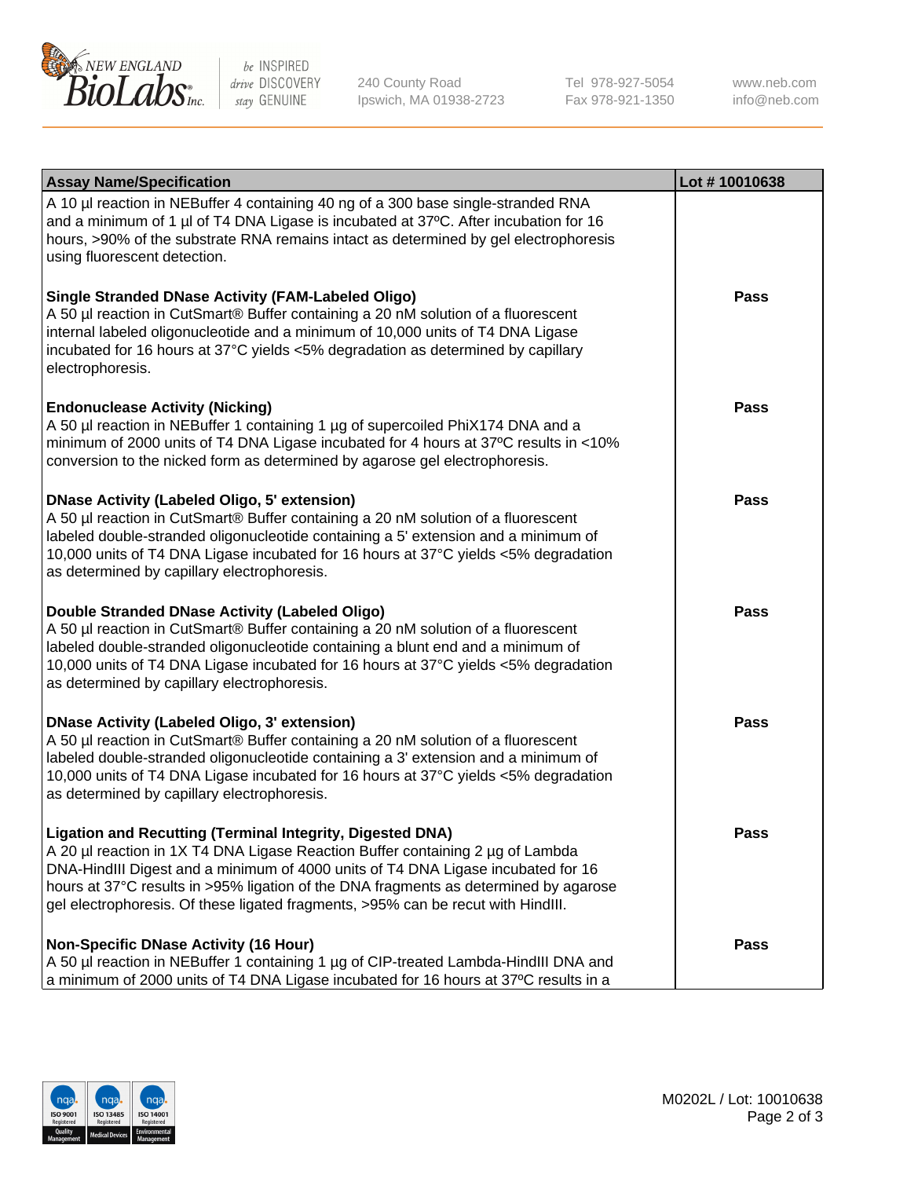| Assay Name/Specification | Lot # 10010638 |
| --- | --- |
| A 10 µl reaction in NEBuffer 4 containing 40 ng of a 300 base single-stranded RNA and a minimum of 1 µl of T4 DNA Ligase is incubated at 37ºC. After incubation for 16 hours, >90% of the substrate RNA remains intact as determined by gel electrophoresis using fluorescent detection. | |
| **Single Stranded DNase Activity (FAM-Labeled Oligo)**<br>A 50 µl reaction in CutSmart® Buffer containing a 20 nM solution of a fluorescent internal labeled oligonucleotide and a minimum of 10,000 units of T4 DNA Ligase incubated for 16 hours at 37°C yields <5% degradation as determined by capillary electrophoresis. | **Pass** |
| **Endonuclease Activity (Nicking)**<br>A 50 µl reaction in NEBuffer 1 containing 1 µg of supercoiled PhiX174 DNA and a minimum of 2000 units of T4 DNA Ligase incubated for 4 hours at 37ºC results in <10% conversion to the nicked form as determined by agarose gel electrophoresis. | **Pass** |
| **DNase Activity (Labeled Oligo, 5' extension)**<br>A 50 µl reaction in CutSmart® Buffer containing a 20 nM solution of a fluorescent labeled double-stranded oligonucleotide containing a 5' extension and a minimum of 10,000 units of T4 DNA Ligase incubated for 16 hours at 37°C yields <5% degradation as determined by capillary electrophoresis. | **Pass** |
| **Double Stranded DNase Activity (Labeled Oligo)**<br>A 50 µl reaction in CutSmart® Buffer containing a 20 nM solution of a fluorescent labeled double-stranded oligonucleotide containing a blunt end and a minimum of 10,000 units of T4 DNA Ligase incubated for 16 hours at 37°C yields <5% degradation as determined by capillary electrophoresis. | **Pass** |
| **DNase Activity (Labeled Oligo, 3' extension)**<br>A 50 µl reaction in CutSmart® Buffer containing a 20 nM solution of a fluorescent labeled double-stranded oligonucleotide containing a 3' extension and a minimum of 10,000 units of T4 DNA Ligase incubated for 16 hours at 37°C yields <5% degradation as determined by capillary electrophoresis. | **Pass** |
| **Ligation and Recutting (Terminal Integrity, Digested DNA)**<br>A 20 µl reaction in 1X T4 DNA Ligase Reaction Buffer containing 2 µg of Lambda DNA-HindIII Digest and a minimum of 4000 units of T4 DNA Ligase incubated for 16 hours at 37°C results in >95% ligation of the DNA fragments as determined by agarose gel electrophoresis. Of these ligated fragments, >95% can be recut with HindIII. | **Pass** |
| **Non-Specific DNase Activity (16 Hour)**<br>A 50 µl reaction in NEBuffer 1 containing 1 µg of CIP-treated Lambda-HindIII DNA and a minimum of 2000 units of T4 DNA Ligase incubated for 16 hours at 37ºC results in a | **Pass** |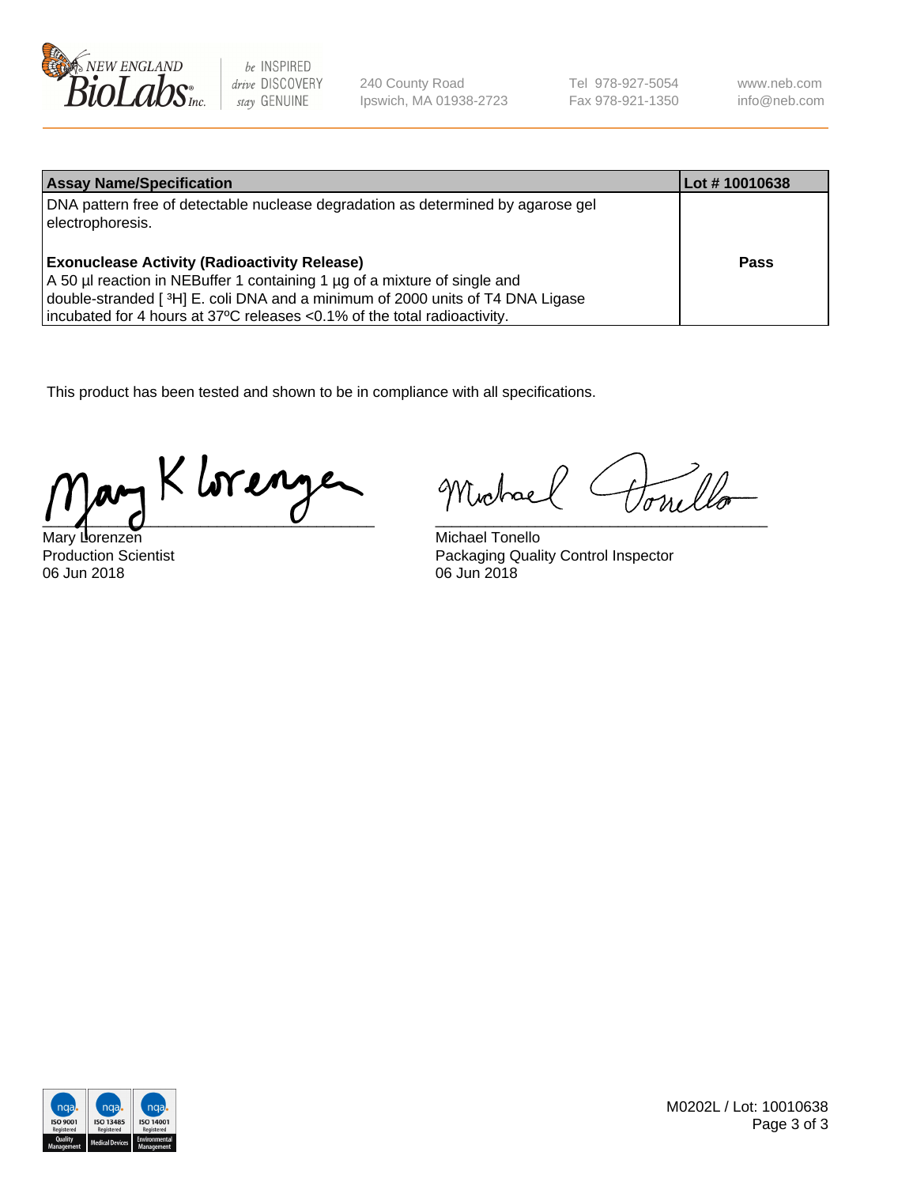NEW ENGLAND BioLabs Inc. — be INSPIRED drive DISCOVERY stay GENUINE

240 County Road
Ipswich, MA 01938-2723

Tel 978-927-5054
Fax 978-921-1350

www.neb.com
info@neb.com

| Assay Name/Specification | Lot # 10010638 |
|---|---|
| DNA pattern free of detectable nuclease degradation as determined by agarose gel electrophoresis. | |
| **Exonuclease Activity (Radioactivity Release)**<br>A 50 µl reaction in NEBuffer 1 containing 1 µg of a mixture of single and double-stranded [ $^3$H] E. coli DNA and a minimum of 2000 units of T4 DNA Ligase incubated for 4 hours at 37ºC releases <0.1% of the total radioactivity. | **Pass** |

This product has been tested and shown to be in compliance with all specifications.

Mary Lorenzen
Production Scientist
06 Jun 2018

Michael Tonello
Packaging Quality Control Inspector
06 Jun 2018

M0202L / Lot: 10010638